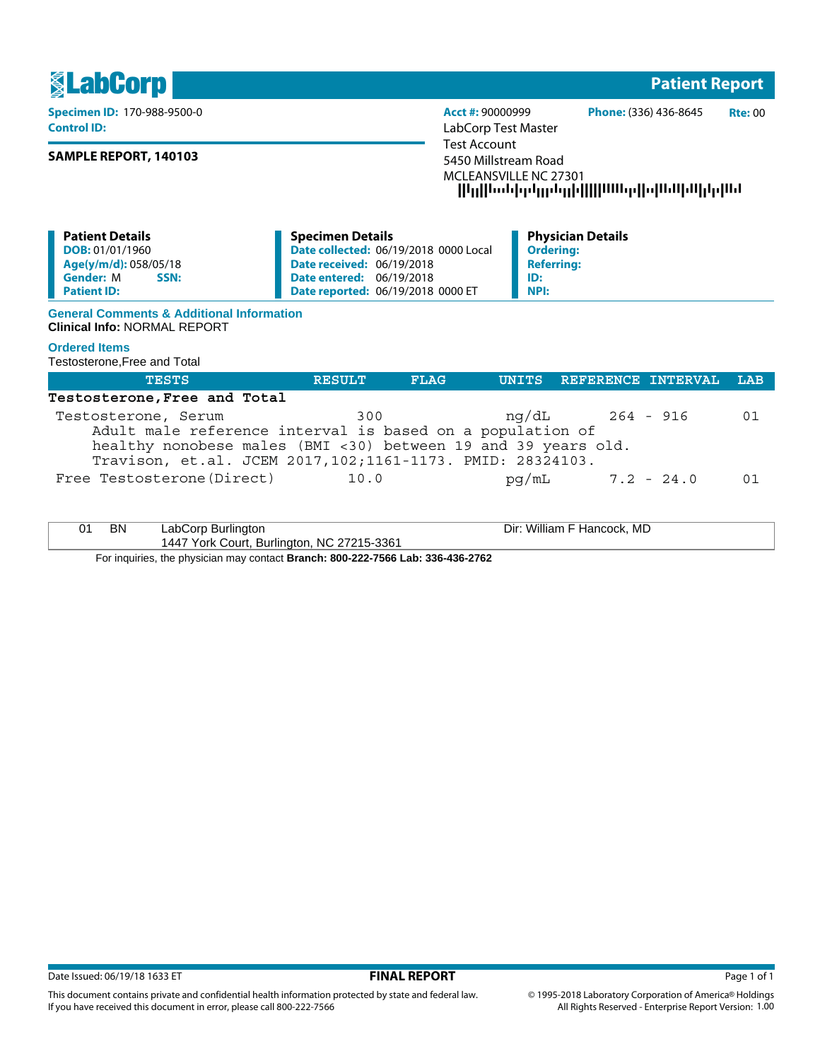# LabCorp — Patient Report

**Specimen ID:** 170-988-9500-0
**Control ID:**

**SAMPLE REPORT, 140103**

**Acct #:** 90000999 **Phone:** (336) 436-8645 **Rte:** 00

LabCorp Test Master
Test Account
5450 Millstream Road
MCLEANSVILLE NC 27301

| Patient Details | Specimen Details | Physician Details |
|---|---|---|
| **DOB:** 01/01/1960 | **Date collected:** 06/19/2018 0000 Local | **Ordering:** |
| **Age(y/m/d):** 058/05/18 | **Date received:** 06/19/2018 | **Referring:** |
| **Gender:** M **SSN:** | **Date entered:** 06/19/2018 | **ID:** |
| **Patient ID:** | **Date reported:** 06/19/2018 0000 ET | **NPI:** |

## General Comments & Additional Information

**Clinical Info:** NORMAL REPORT

## Ordered Items

Testosterone,Free and Total

| TESTS | RESULT | FLAG | UNITS | REFERENCE INTERVAL | LAB |
|---|---|---|---|---|---|
| **Testosterone,Free and Total** | | | | | |
| Testosterone, Serum | 300 | | ng/dL | 264 - 916 | 01 |
| Adult male reference interval is based on a population of healthy nonobese males (BMI <30) between 19 and 39 years old. Travison, et.al. JCEM 2017,102;1161-1173. PMID: 28324103. | | | | | |
| Free Testosterone(Direct) | 10.0 | | pg/mL | 7.2 - 24.0 | 01 |

| | | | |
|---|---|---|---|
| 01 | BN | LabCorp Burlington<br>1447 York Court, Burlington, NC 27215-3361 | Dir: William F Hancock, MD |

For inquiries, the physician may contact **Branch: 800-222-7566 Lab: 336-436-2762**

Date Issued: 06/19/18 1633 ET

**FINAL REPORT**

This document contains private and confidential health information protected by state and federal law.
If you have received this document in error, please call 800-222-7566

© 1995-2018 Laboratory Corporation of America® Holdings
All Rights Reserved - Enterprise Report Version: 1.00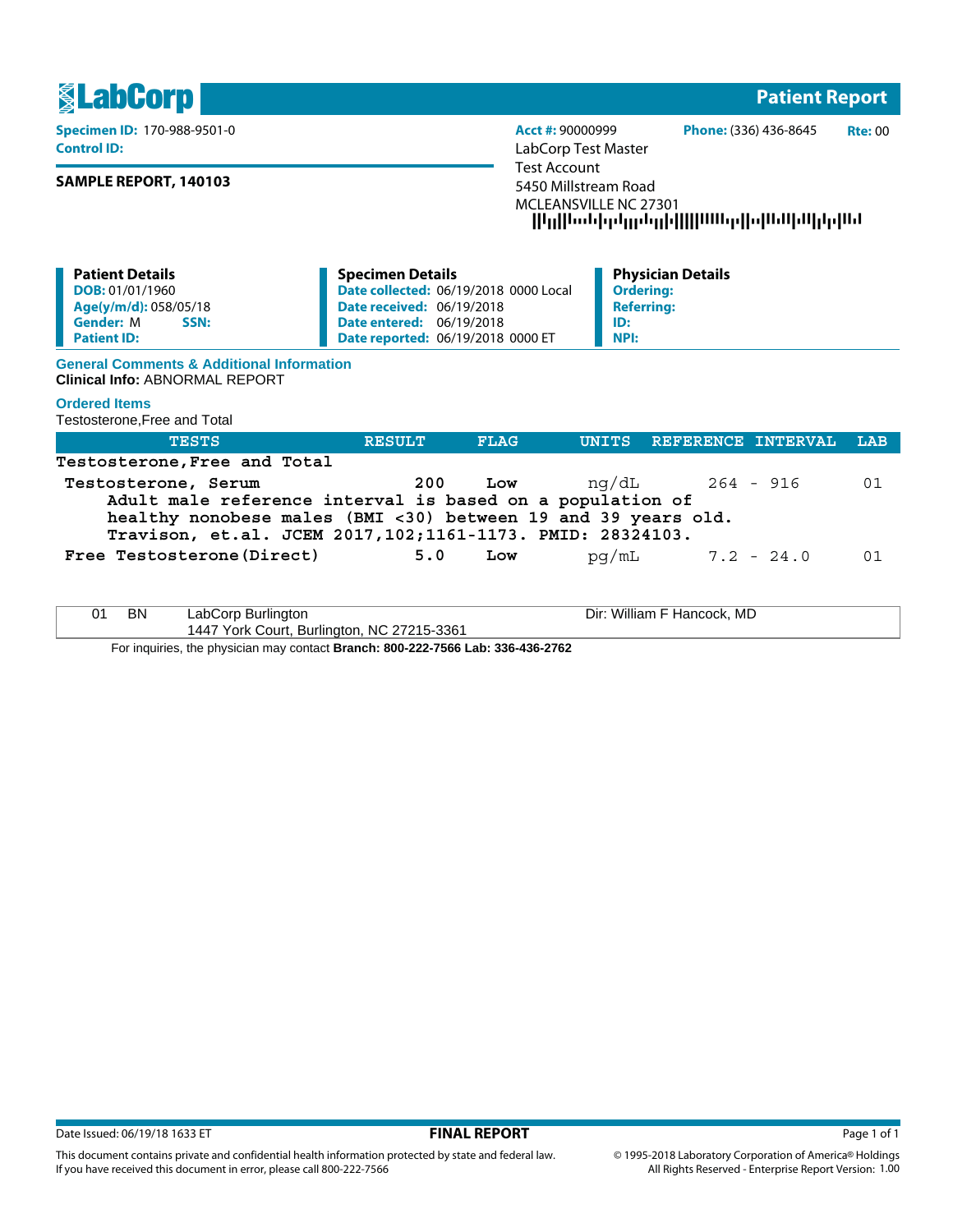# LabCorp — Patient Report

**Specimen ID:** 170-988-9501-0
**Control ID:**

**SAMPLE REPORT, 140103**

**Acct #:** 90000999 **Phone:** (336) 436-8645 **Rte:** 00
LabCorp Test Master
Test Account
5450 Millstream Road
MCLEANSVILLE NC 27301

| Patient Details | Specimen Details | Physician Details |
|---|---|---|
| **DOB:** 01/01/1960 | **Date collected:** 06/19/2018 0000 Local | **Ordering:** |
| **Age(y/m/d):** 058/05/18 | **Date received:** 06/19/2018 | **Referring:** |
| **Gender:** M **SSN:** | **Date entered:** 06/19/2018 | **ID:** |
| **Patient ID:** | **Date reported:** 06/19/2018 0000 ET | **NPI:** |

### General Comments & Additional Information

**Clinical Info:** ABNORMAL REPORT

### Ordered Items

Testosterone,Free and Total

| TESTS | RESULT | FLAG | UNITS | REFERENCE INTERVAL | LAB |
|---|---|---|---|---|---|
| **Testosterone,Free and Total** | | | | | |
| **Testosterone, Serum** | **200** | **Low** | ng/dL | 264 - 916 | 01 |
| **Adult male reference interval is based on a population of healthy nonobese males (BMI <30) between 19 and 39 years old. Travison, et.al. JCEM 2017,102;1161-1173. PMID: 28324103.** | | | | | |
| **Free Testosterone(Direct)** | **5.0** | **Low** | pg/mL | 7.2 - 24.0 | 01 |

| | | | |
|---|---|---|---|
| 01 | BN | LabCorp Burlington<br>1447 York Court, Burlington, NC 27215-3361 | Dir: William F Hancock, MD |

For inquiries, the physician may contact **Branch: 800-222-7566 Lab: 336-436-2762**

Date Issued: 06/19/18 1633 ET

**FINAL REPORT**

This document contains private and confidential health information protected by state and federal law.
If you have received this document in error, please call 800-222-7566

© 1995-2018 Laboratory Corporation of America® Holdings
All Rights Reserved - Enterprise Report Version: 1.00